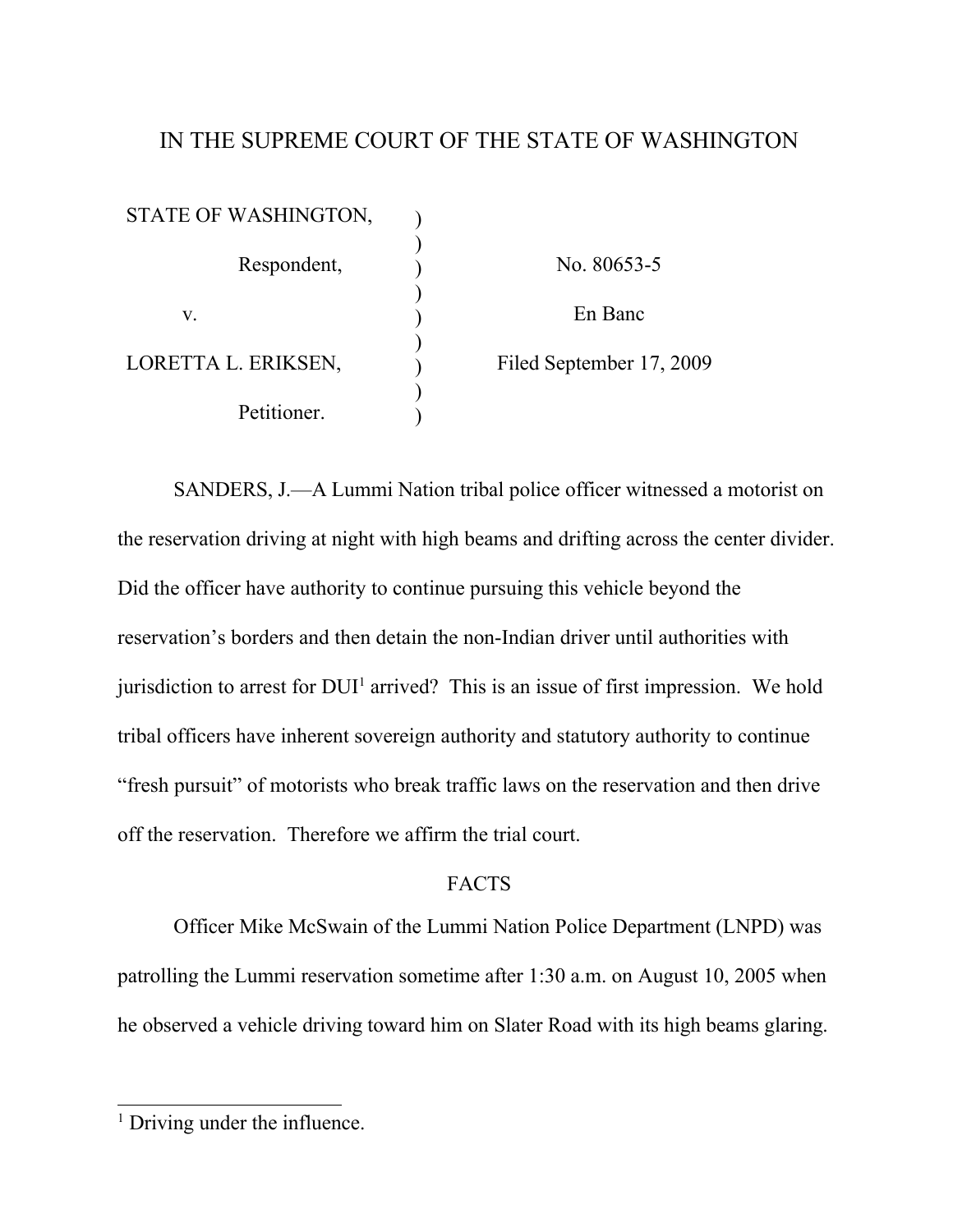# IN THE SUPREME COURT OF THE STATE OF WASHINGTON

| | | |
|---|---|---|
| STATE OF WASHINGTON, | ) | |
| Respondent, | ) | No. 80653-5 |
| v. | ) | En Banc |
| LORETTA L. ERIKSEN, | ) | Filed September 17, 2009 |
| Petitioner. | ) | |

SANDERS, J.—A Lummi Nation tribal police officer witnessed a motorist on the reservation driving at night with high beams and drifting across the center divider. Did the officer have authority to continue pursuing this vehicle beyond the reservation's borders and then detain the non-Indian driver until authorities with jurisdiction to arrest for DUI[1] arrived? This is an issue of first impression. We hold tribal officers have inherent sovereign authority and statutory authority to continue "fresh pursuit" of motorists who break traffic laws on the reservation and then drive off the reservation. Therefore we affirm the trial court.

## FACTS

Officer Mike McSwain of the Lummi Nation Police Department (LNPD) was patrolling the Lummi reservation sometime after 1:30 a.m. on August 10, 2005 when he observed a vehicle driving toward him on Slater Road with its high beams glaring.

[1] Driving under the influence.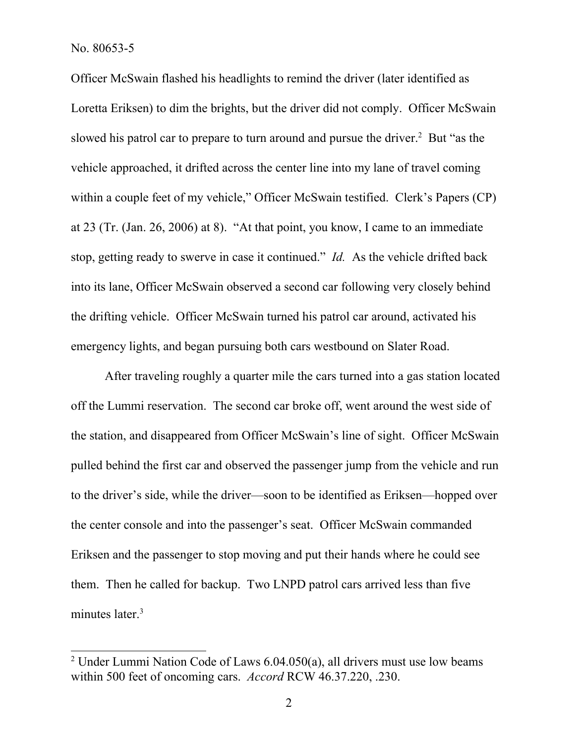Officer McSwain flashed his headlights to remind the driver (later identified as Loretta Eriksen) to dim the brights, but the driver did not comply. Officer McSwain slowed his patrol car to prepare to turn around and pursue the driver.[2] But "as the vehicle approached, it drifted across the center line into my lane of travel coming within a couple feet of my vehicle," Officer McSwain testified. Clerk's Papers (CP) at 23 (Tr. (Jan. 26, 2006) at 8). "At that point, you know, I came to an immediate stop, getting ready to swerve in case it continued." *Id.* As the vehicle drifted back into its lane, Officer McSwain observed a second car following very closely behind the drifting vehicle. Officer McSwain turned his patrol car around, activated his emergency lights, and began pursuing both cars westbound on Slater Road.

After traveling roughly a quarter mile the cars turned into a gas station located off the Lummi reservation. The second car broke off, went around the west side of the station, and disappeared from Officer McSwain's line of sight. Officer McSwain pulled behind the first car and observed the passenger jump from the vehicle and run to the driver's side, while the driver—soon to be identified as Eriksen—hopped over the center console and into the passenger's seat. Officer McSwain commanded Eriksen and the passenger to stop moving and put their hands where he could see them. Then he called for backup. Two LNPD patrol cars arrived less than five minutes later.[3]

---

[2] Under Lummi Nation Code of Laws 6.04.050(a), all drivers must use low beams within 500 feet of oncoming cars. *Accord* RCW 46.37.220, .230.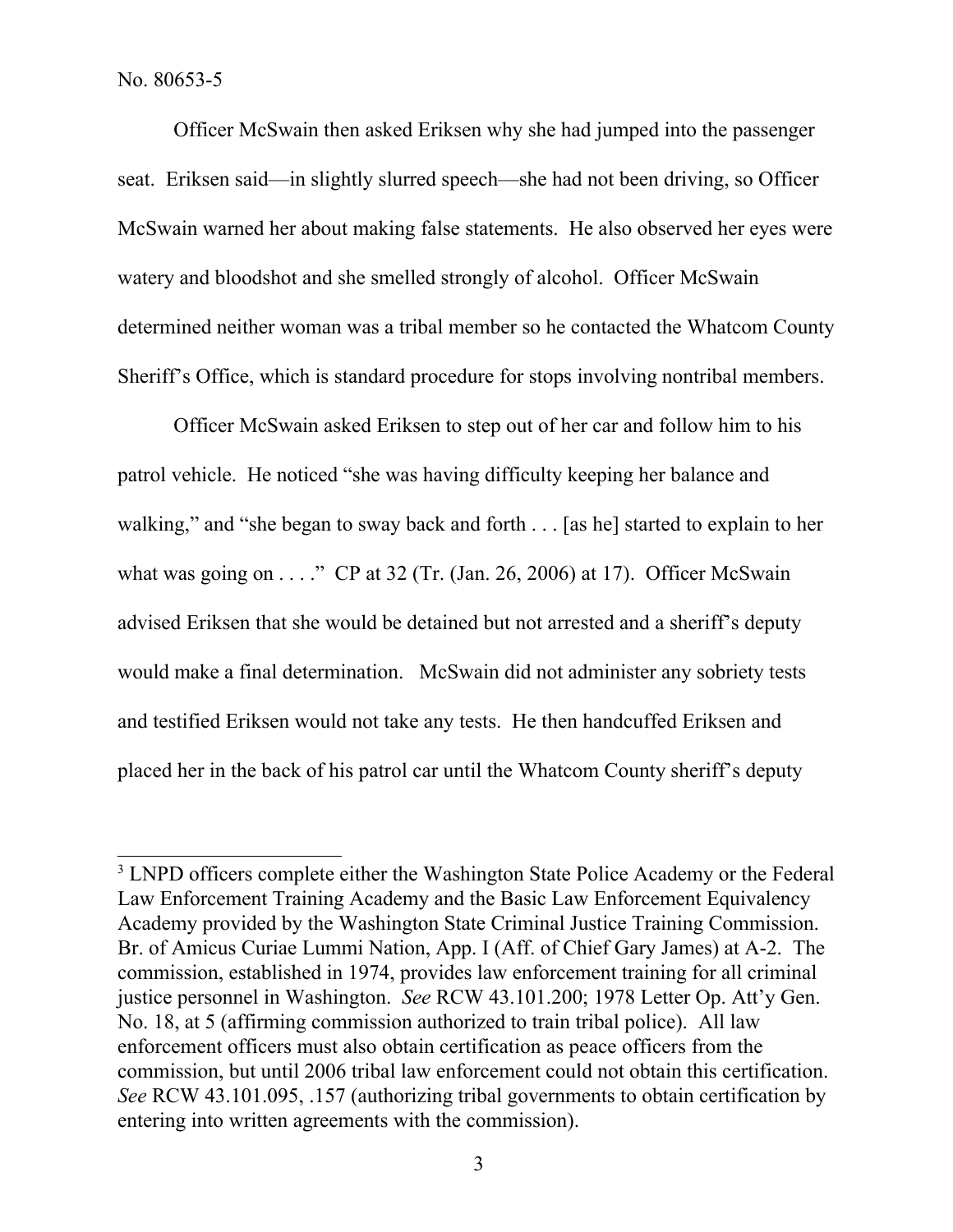Officer McSwain then asked Eriksen why she had jumped into the passenger seat. Eriksen said—in slightly slurred speech—she had not been driving, so Officer McSwain warned her about making false statements. He also observed her eyes were watery and bloodshot and she smelled strongly of alcohol. Officer McSwain determined neither woman was a tribal member so he contacted the Whatcom County Sheriff's Office, which is standard procedure for stops involving nontribal members.

Officer McSwain asked Eriksen to step out of her car and follow him to his patrol vehicle. He noticed "she was having difficulty keeping her balance and walking," and "she began to sway back and forth . . . [as he] started to explain to her what was going on . . . ." CP at 32 (Tr. (Jan. 26, 2006) at 17). Officer McSwain advised Eriksen that she would be detained but not arrested and a sheriff's deputy would make a final determination. McSwain did not administer any sobriety tests and testified Eriksen would not take any tests. He then handcuffed Eriksen and placed her in the back of his patrol car until the Whatcom County sheriff's deputy

---

[3] LNPD officers complete either the Washington State Police Academy or the Federal Law Enforcement Training Academy and the Basic Law Enforcement Equivalency Academy provided by the Washington State Criminal Justice Training Commission. Br. of Amicus Curiae Lummi Nation, App. I (Aff. of Chief Gary James) at A-2. The commission, established in 1974, provides law enforcement training for all criminal justice personnel in Washington. *See* RCW 43.101.200; 1978 Letter Op. Att'y Gen. No. 18, at 5 (affirming commission authorized to train tribal police). All law enforcement officers must also obtain certification as peace officers from the commission, but until 2006 tribal law enforcement could not obtain this certification. *See* RCW 43.101.095, .157 (authorizing tribal governments to obtain certification by entering into written agreements with the commission).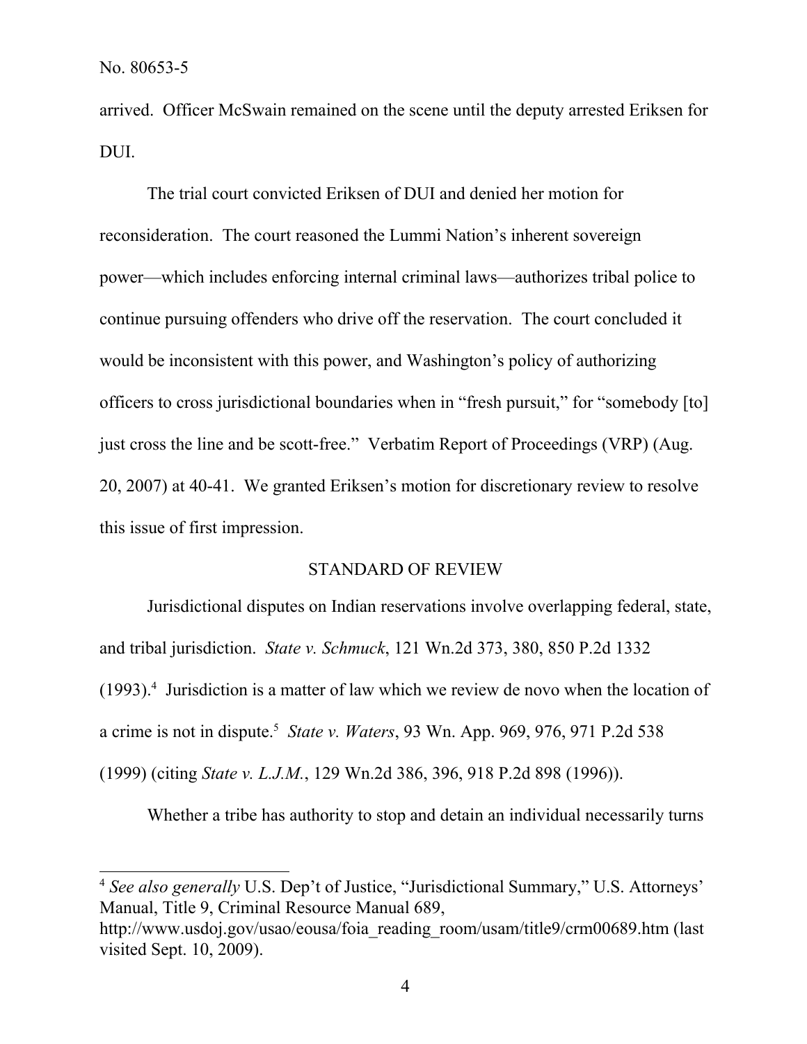arrived. Officer McSwain remained on the scene until the deputy arrested Eriksen for DUI.

The trial court convicted Eriksen of DUI and denied her motion for reconsideration. The court reasoned the Lummi Nation's inherent sovereign power—which includes enforcing internal criminal laws—authorizes tribal police to continue pursuing offenders who drive off the reservation. The court concluded it would be inconsistent with this power, and Washington's policy of authorizing officers to cross jurisdictional boundaries when in "fresh pursuit," for "somebody [to] just cross the line and be scott-free." Verbatim Report of Proceedings (VRP) (Aug. 20, 2007) at 40-41. We granted Eriksen's motion for discretionary review to resolve this issue of first impression.

## STANDARD OF REVIEW

Jurisdictional disputes on Indian reservations involve overlapping federal, state, and tribal jurisdiction. *State v. Schmuck*, 121 Wn.2d 373, 380, 850 P.2d 1332 (1993).[4] Jurisdiction is a matter of law which we review de novo when the location of a crime is not in dispute.[5] *State v. Waters*, 93 Wn. App. 969, 976, 971 P.2d 538 (1999) (citing *State v. L.J.M.*, 129 Wn.2d 386, 396, 918 P.2d 898 (1996)).

Whether a tribe has authority to stop and detain an individual necessarily turns

---

[4] *See also generally* U.S. Dep't of Justice, "Jurisdictional Summary," U.S. Attorneys' Manual, Title 9, Criminal Resource Manual 689, http://www.usdoj.gov/usao/eousa/foia_reading_room/usam/title9/crm00689.htm (last visited Sept. 10, 2009).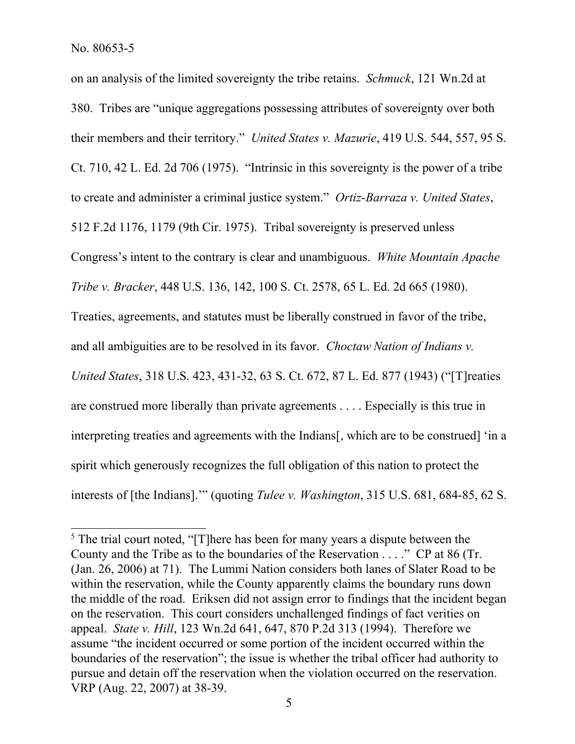on an analysis of the limited sovereignty the tribe retains. *Schmuck*, 121 Wn.2d at 380. Tribes are "unique aggregations possessing attributes of sovereignty over both their members and their territory." *United States v. Mazurie*, 419 U.S. 544, 557, 95 S. Ct. 710, 42 L. Ed. 2d 706 (1975). "Intrinsic in this sovereignty is the power of a tribe to create and administer a criminal justice system." *Ortiz-Barraza v. United States*, 512 F.2d 1176, 1179 (9th Cir. 1975). Tribal sovereignty is preserved unless Congress's intent to the contrary is clear and unambiguous. *White Mountain Apache Tribe v. Bracker*, 448 U.S. 136, 142, 100 S. Ct. 2578, 65 L. Ed. 2d 665 (1980). Treaties, agreements, and statutes must be liberally construed in favor of the tribe, and all ambiguities are to be resolved in its favor. *Choctaw Nation of Indians v. United States*, 318 U.S. 423, 431-32, 63 S. Ct. 672, 87 L. Ed. 877 (1943) ("[T]reaties are construed more liberally than private agreements . . . . Especially is this true in interpreting treaties and agreements with the Indians[, which are to be construed] 'in a spirit which generously recognizes the full obligation of this nation to protect the interests of [the Indians].'" (quoting *Tulee v. Washington*, 315 U.S. 681, 684-85, 62 S.

---

[5] The trial court noted, "[T]here has been for many years a dispute between the County and the Tribe as to the boundaries of the Reservation . . . ." CP at 86 (Tr. (Jan. 26, 2006) at 71). The Lummi Nation considers both lanes of Slater Road to be within the reservation, while the County apparently claims the boundary runs down the middle of the road. Eriksen did not assign error to findings that the incident began on the reservation. This court considers unchallenged findings of fact verities on appeal. *State v. Hill*, 123 Wn.2d 641, 647, 870 P.2d 313 (1994). Therefore we assume "the incident occurred or some portion of the incident occurred within the boundaries of the reservation"; the issue is whether the tribal officer had authority to pursue and detain off the reservation when the violation occurred on the reservation. VRP (Aug. 22, 2007) at 38-39.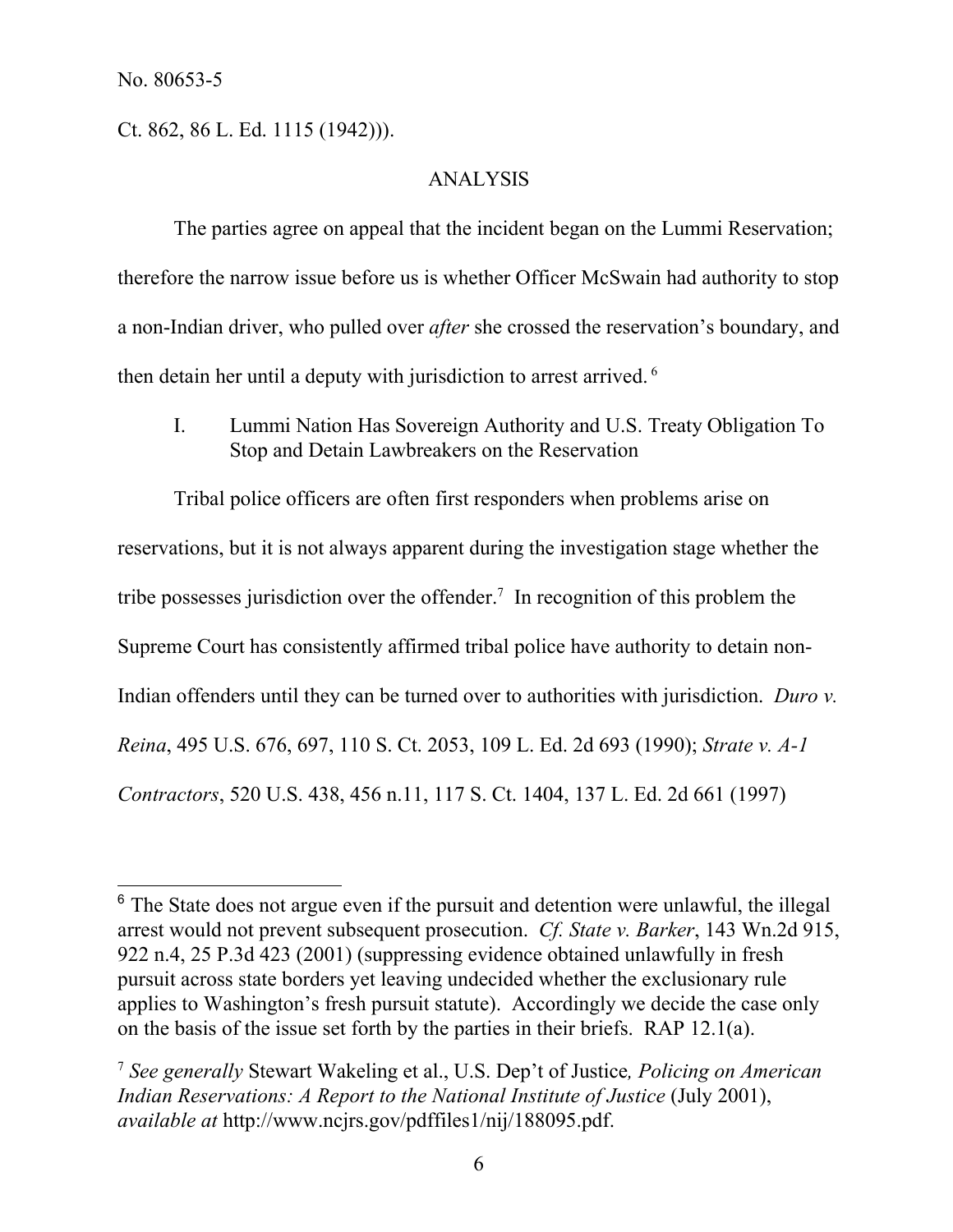Ct. 862, 86 L. Ed. 1115 (1942))).

## ANALYSIS

The parties agree on appeal that the incident began on the Lummi Reservation; therefore the narrow issue before us is whether Officer McSwain had authority to stop a non-Indian driver, who pulled over *after* she crossed the reservation's boundary, and then detain her until a deputy with jurisdiction to arrest arrived.[6]

### I. Lummi Nation Has Sovereign Authority and U.S. Treaty Obligation To Stop and Detain Lawbreakers on the Reservation

Tribal police officers are often first responders when problems arise on reservations, but it is not always apparent during the investigation stage whether the tribe possesses jurisdiction over the offender.[7] In recognition of this problem the Supreme Court has consistently affirmed tribal police have authority to detain non-Indian offenders until they can be turned over to authorities with jurisdiction. *Duro v. Reina*, 495 U.S. 676, 697, 110 S. Ct. 2053, 109 L. Ed. 2d 693 (1990); *Strate v. A-1 Contractors*, 520 U.S. 438, 456 n.11, 117 S. Ct. 1404, 137 L. Ed. 2d 661 (1997)

---

[6] The State does not argue even if the pursuit and detention were unlawful, the illegal arrest would not prevent subsequent prosecution. *Cf. State v. Barker*, 143 Wn.2d 915, 922 n.4, 25 P.3d 423 (2001) (suppressing evidence obtained unlawfully in fresh pursuit across state borders yet leaving undecided whether the exclusionary rule applies to Washington's fresh pursuit statute). Accordingly we decide the case only on the basis of the issue set forth by the parties in their briefs. RAP 12.1(a).

[7] *See generally* Stewart Wakeling et al., U.S. Dep't of Justice*, Policing on American Indian Reservations: A Report to the National Institute of Justice* (July 2001), *available at* http://www.ncjrs.gov/pdffiles1/nij/188095.pdf.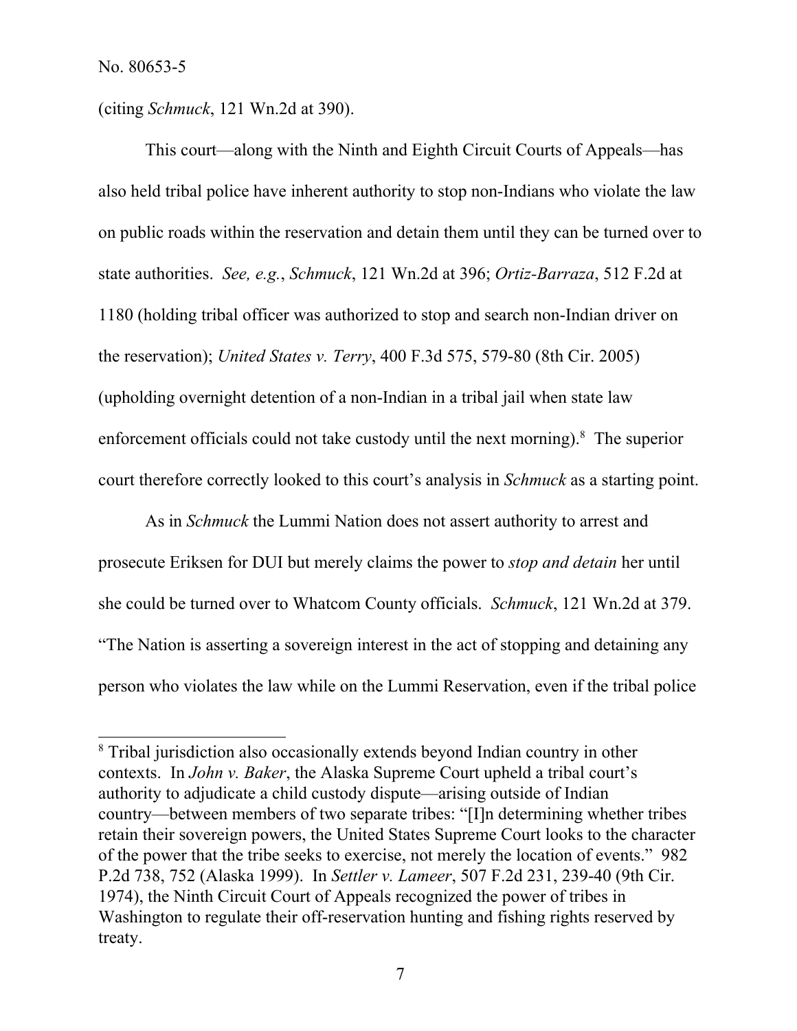(citing *Schmuck*, 121 Wn.2d at 390).

This court—along with the Ninth and Eighth Circuit Courts of Appeals—has also held tribal police have inherent authority to stop non-Indians who violate the law on public roads within the reservation and detain them until they can be turned over to state authorities. *See, e.g.*, *Schmuck*, 121 Wn.2d at 396; *Ortiz-Barraza*, 512 F.2d at 1180 (holding tribal officer was authorized to stop and search non-Indian driver on the reservation); *United States v. Terry*, 400 F.3d 575, 579-80 (8th Cir. 2005) (upholding overnight detention of a non-Indian in a tribal jail when state law enforcement officials could not take custody until the next morning).[8] The superior court therefore correctly looked to this court's analysis in *Schmuck* as a starting point.

As in *Schmuck* the Lummi Nation does not assert authority to arrest and prosecute Eriksen for DUI but merely claims the power to *stop and detain* her until she could be turned over to Whatcom County officials. *Schmuck*, 121 Wn.2d at 379. "The Nation is asserting a sovereign interest in the act of stopping and detaining any person who violates the law while on the Lummi Reservation, even if the tribal police

---

[8] Tribal jurisdiction also occasionally extends beyond Indian country in other contexts. In *John v. Baker*, the Alaska Supreme Court upheld a tribal court's authority to adjudicate a child custody dispute—arising outside of Indian country—between members of two separate tribes: "[I]n determining whether tribes retain their sovereign powers, the United States Supreme Court looks to the character of the power that the tribe seeks to exercise, not merely the location of events." 982 P.2d 738, 752 (Alaska 1999). In *Settler v. Lameer*, 507 F.2d 231, 239-40 (9th Cir. 1974), the Ninth Circuit Court of Appeals recognized the power of tribes in Washington to regulate their off-reservation hunting and fishing rights reserved by treaty.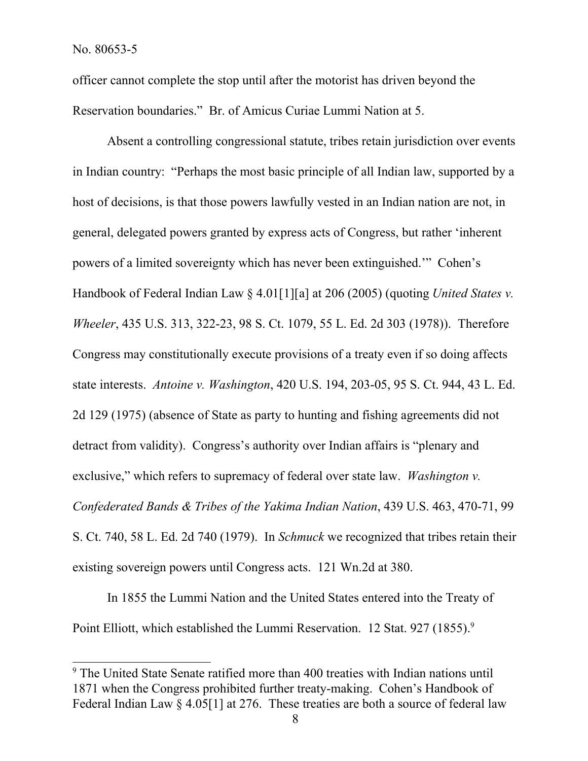officer cannot complete the stop until after the motorist has driven beyond the Reservation boundaries." Br. of Amicus Curiae Lummi Nation at 5.

Absent a controlling congressional statute, tribes retain jurisdiction over events in Indian country: "Perhaps the most basic principle of all Indian law, supported by a host of decisions, is that those powers lawfully vested in an Indian nation are not, in general, delegated powers granted by express acts of Congress, but rather 'inherent powers of a limited sovereignty which has never been extinguished.'" Cohen's Handbook of Federal Indian Law § 4.01[1][a] at 206 (2005) (quoting *United States v. Wheeler*, 435 U.S. 313, 322-23, 98 S. Ct. 1079, 55 L. Ed. 2d 303 (1978)). Therefore Congress may constitutionally execute provisions of a treaty even if so doing affects state interests. *Antoine v. Washington*, 420 U.S. 194, 203-05, 95 S. Ct. 944, 43 L. Ed. 2d 129 (1975) (absence of State as party to hunting and fishing agreements did not detract from validity). Congress's authority over Indian affairs is "plenary and exclusive," which refers to supremacy of federal over state law. *Washington v. Confederated Bands & Tribes of the Yakima Indian Nation*, 439 U.S. 463, 470-71, 99 S. Ct. 740, 58 L. Ed. 2d 740 (1979). In *Schmuck* we recognized that tribes retain their existing sovereign powers until Congress acts. 121 Wn.2d at 380.

In 1855 the Lummi Nation and the United States entered into the Treaty of Point Elliott, which established the Lummi Reservation. 12 Stat. 927 (1855).[9]

---

[9] The United State Senate ratified more than 400 treaties with Indian nations until 1871 when the Congress prohibited further treaty-making. Cohen's Handbook of Federal Indian Law § 4.05[1] at 276. These treaties are both a source of federal law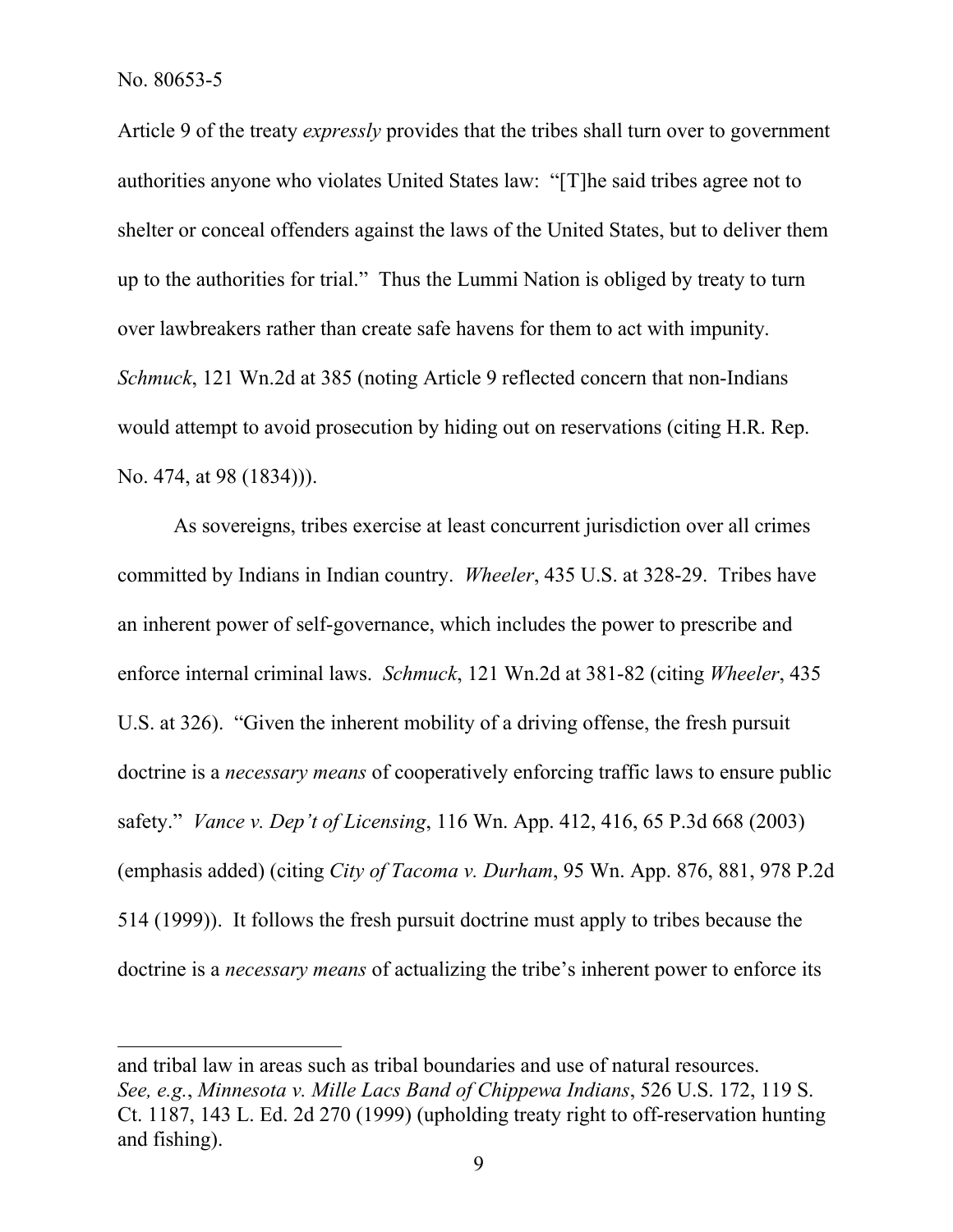Article 9 of the treaty *expressly* provides that the tribes shall turn over to government authorities anyone who violates United States law: "[T]he said tribes agree not to shelter or conceal offenders against the laws of the United States, but to deliver them up to the authorities for trial." Thus the Lummi Nation is obliged by treaty to turn over lawbreakers rather than create safe havens for them to act with impunity. *Schmuck*, 121 Wn.2d at 385 (noting Article 9 reflected concern that non-Indians would attempt to avoid prosecution by hiding out on reservations (citing H.R. Rep. No. 474, at 98 (1834))).

As sovereigns, tribes exercise at least concurrent jurisdiction over all crimes committed by Indians in Indian country. *Wheeler*, 435 U.S. at 328-29. Tribes have an inherent power of self-governance, which includes the power to prescribe and enforce internal criminal laws. *Schmuck*, 121 Wn.2d at 381-82 (citing *Wheeler*, 435 U.S. at 326). "Given the inherent mobility of a driving offense, the fresh pursuit doctrine is a *necessary means* of cooperatively enforcing traffic laws to ensure public safety." *Vance v. Dep't of Licensing*, 116 Wn. App. 412, 416, 65 P.3d 668 (2003) (emphasis added) (citing *City of Tacoma v. Durham*, 95 Wn. App. 876, 881, 978 P.2d 514 (1999)). It follows the fresh pursuit doctrine must apply to tribes because the doctrine is a *necessary means* of actualizing the tribe's inherent power to enforce its

---

and tribal law in areas such as tribal boundaries and use of natural resources. *See, e.g.*, *Minnesota v. Mille Lacs Band of Chippewa Indians*, 526 U.S. 172, 119 S. Ct. 1187, 143 L. Ed. 2d 270 (1999) (upholding treaty right to off-reservation hunting and fishing).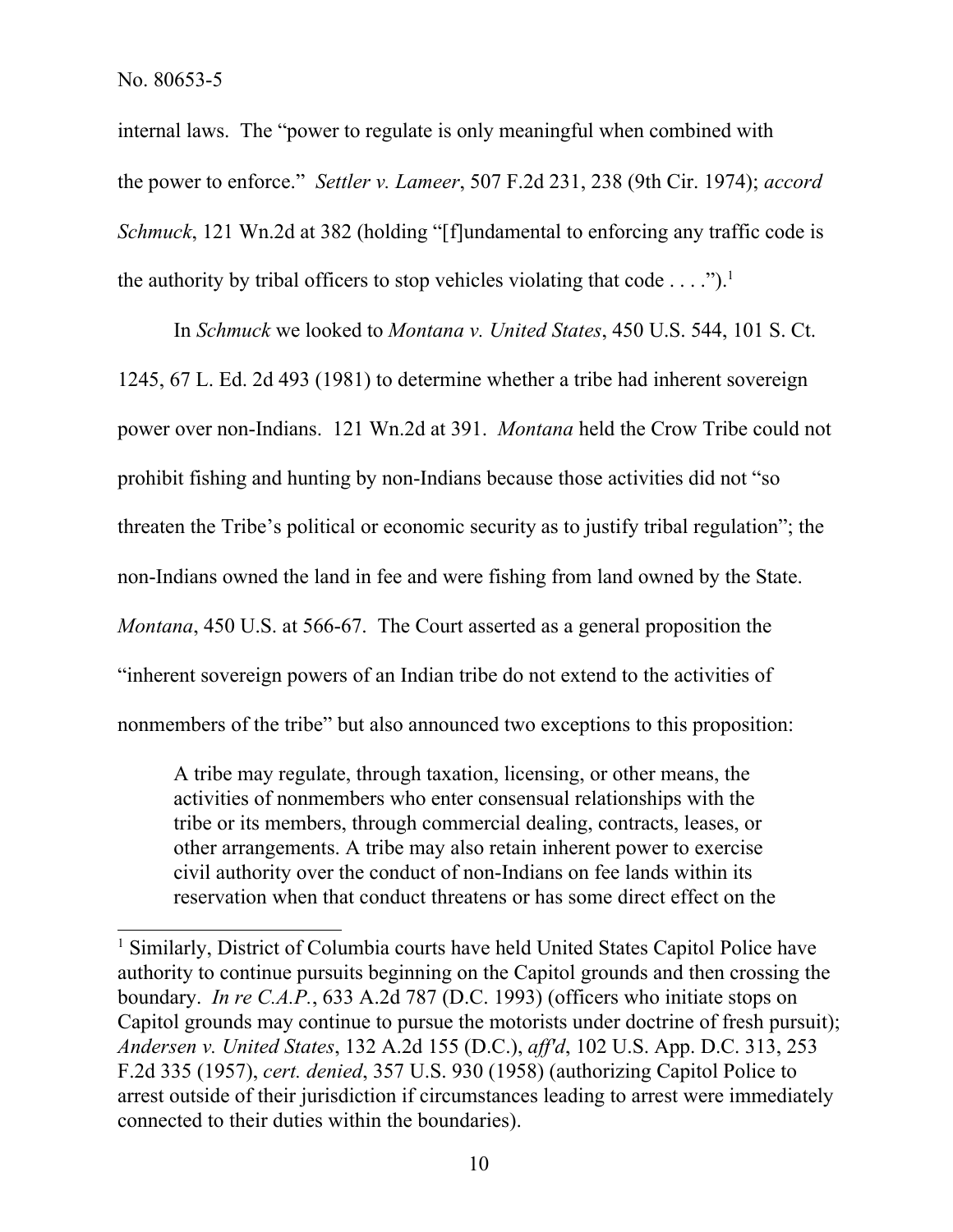internal laws. The "power to regulate is only meaningful when combined with the power to enforce." *Settler v. Lameer*, 507 F.2d 231, 238 (9th Cir. 1974); *accord Schmuck*, 121 Wn.2d at 382 (holding "[f]undamental to enforcing any traffic code is the authority by tribal officers to stop vehicles violating that code . . . .").[1]

In *Schmuck* we looked to *Montana v. United States*, 450 U.S. 544, 101 S. Ct. 1245, 67 L. Ed. 2d 493 (1981) to determine whether a tribe had inherent sovereign power over non-Indians. 121 Wn.2d at 391. *Montana* held the Crow Tribe could not prohibit fishing and hunting by non-Indians because those activities did not "so threaten the Tribe's political or economic security as to justify tribal regulation"; the non-Indians owned the land in fee and were fishing from land owned by the State. *Montana*, 450 U.S. at 566-67. The Court asserted as a general proposition the "inherent sovereign powers of an Indian tribe do not extend to the activities of nonmembers of the tribe" but also announced two exceptions to this proposition:

> A tribe may regulate, through taxation, licensing, or other means, the activities of nonmembers who enter consensual relationships with the tribe or its members, through commercial dealing, contracts, leases, or other arrangements. A tribe may also retain inherent power to exercise civil authority over the conduct of non-Indians on fee lands within its reservation when that conduct threatens or has some direct effect on the

---

[1] Similarly, District of Columbia courts have held United States Capitol Police have authority to continue pursuits beginning on the Capitol grounds and then crossing the boundary. *In re C.A.P.*, 633 A.2d 787 (D.C. 1993) (officers who initiate stops on Capitol grounds may continue to pursue the motorists under doctrine of fresh pursuit); *Andersen v. United States*, 132 A.2d 155 (D.C.), *aff'd*, 102 U.S. App. D.C. 313, 253 F.2d 335 (1957), *cert. denied*, 357 U.S. 930 (1958) (authorizing Capitol Police to arrest outside of their jurisdiction if circumstances leading to arrest were immediately connected to their duties within the boundaries).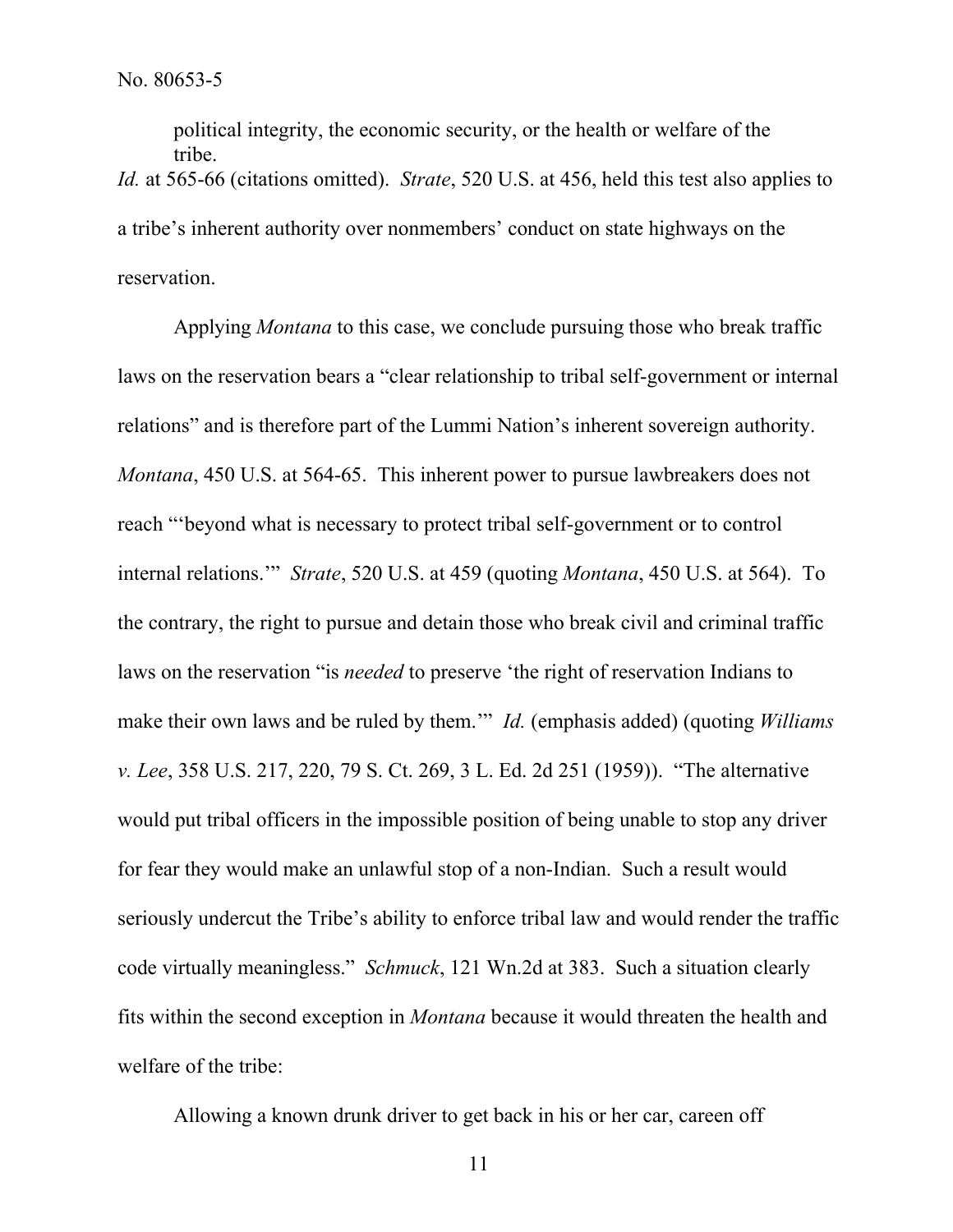> political integrity, the economic security, or the health or welfare of the tribe.

*Id.* at 565-66 (citations omitted). *Strate*, 520 U.S. at 456, held this test also applies to a tribe's inherent authority over nonmembers' conduct on state highways on the reservation.

Applying *Montana* to this case, we conclude pursuing those who break traffic laws on the reservation bears a "clear relationship to tribal self-government or internal relations" and is therefore part of the Lummi Nation's inherent sovereign authority. *Montana*, 450 U.S. at 564-65. This inherent power to pursue lawbreakers does not reach "'beyond what is necessary to protect tribal self-government or to control internal relations.'" *Strate*, 520 U.S. at 459 (quoting *Montana*, 450 U.S. at 564). To the contrary, the right to pursue and detain those who break civil and criminal traffic laws on the reservation "is *needed* to preserve 'the right of reservation Indians to make their own laws and be ruled by them.'" *Id.* (emphasis added) (quoting *Williams v. Lee*, 358 U.S. 217, 220, 79 S. Ct. 269, 3 L. Ed. 2d 251 (1959)). "The alternative would put tribal officers in the impossible position of being unable to stop any driver for fear they would make an unlawful stop of a non-Indian. Such a result would seriously undercut the Tribe's ability to enforce tribal law and would render the traffic code virtually meaningless." *Schmuck*, 121 Wn.2d at 383. Such a situation clearly fits within the second exception in *Montana* because it would threaten the health and welfare of the tribe:

> Allowing a known drunk driver to get back in his or her car, careen off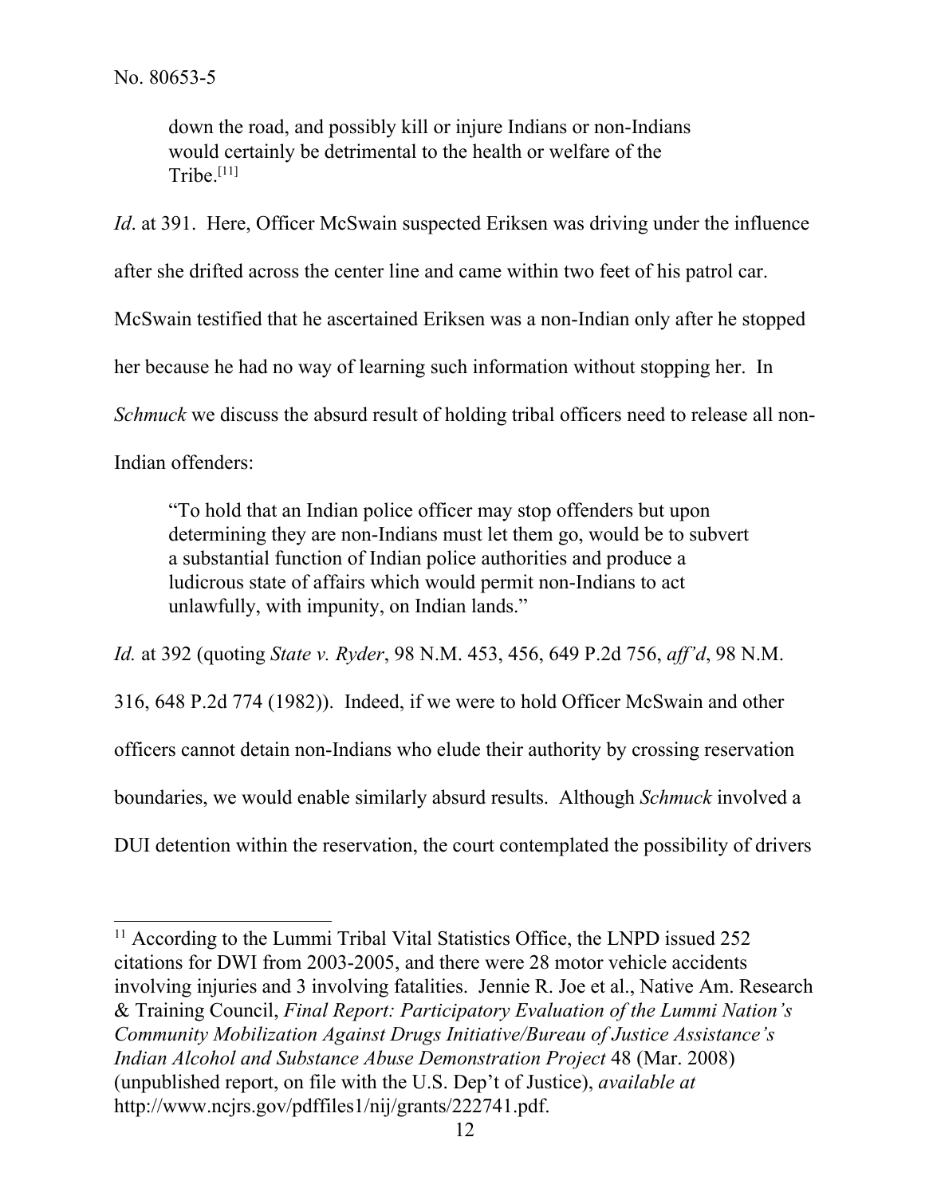> down the road, and possibly kill or injure Indians or non-Indians would certainly be detrimental to the health or welfare of the Tribe.[11]

*Id*. at 391. Here, Officer McSwain suspected Eriksen was driving under the influence after she drifted across the center line and came within two feet of his patrol car. McSwain testified that he ascertained Eriksen was a non-Indian only after he stopped her because he had no way of learning such information without stopping her. In *Schmuck* we discuss the absurd result of holding tribal officers need to release all non-Indian offenders:

> "To hold that an Indian police officer may stop offenders but upon determining they are non-Indians must let them go, would be to subvert a substantial function of Indian police authorities and produce a ludicrous state of affairs which would permit non-Indians to act unlawfully, with impunity, on Indian lands."

*Id.* at 392 (quoting *State v. Ryder*, 98 N.M. 453, 456, 649 P.2d 756, *aff'd*, 98 N.M. 316, 648 P.2d 774 (1982)). Indeed, if we were to hold Officer McSwain and other officers cannot detain non-Indians who elude their authority by crossing reservation boundaries, we would enable similarly absurd results. Although *Schmuck* involved a DUI detention within the reservation, the court contemplated the possibility of drivers

---

[11] According to the Lummi Tribal Vital Statistics Office, the LNPD issued 252 citations for DWI from 2003-2005, and there were 28 motor vehicle accidents involving injuries and 3 involving fatalities. Jennie R. Joe et al., Native Am. Research & Training Council, *Final Report: Participatory Evaluation of the Lummi Nation's Community Mobilization Against Drugs Initiative/Bureau of Justice Assistance's Indian Alcohol and Substance Abuse Demonstration Project* 48 (Mar. 2008) (unpublished report, on file with the U.S. Dep't of Justice), *available at* http://www.ncjrs.gov/pdffiles1/nij/grants/222741.pdf.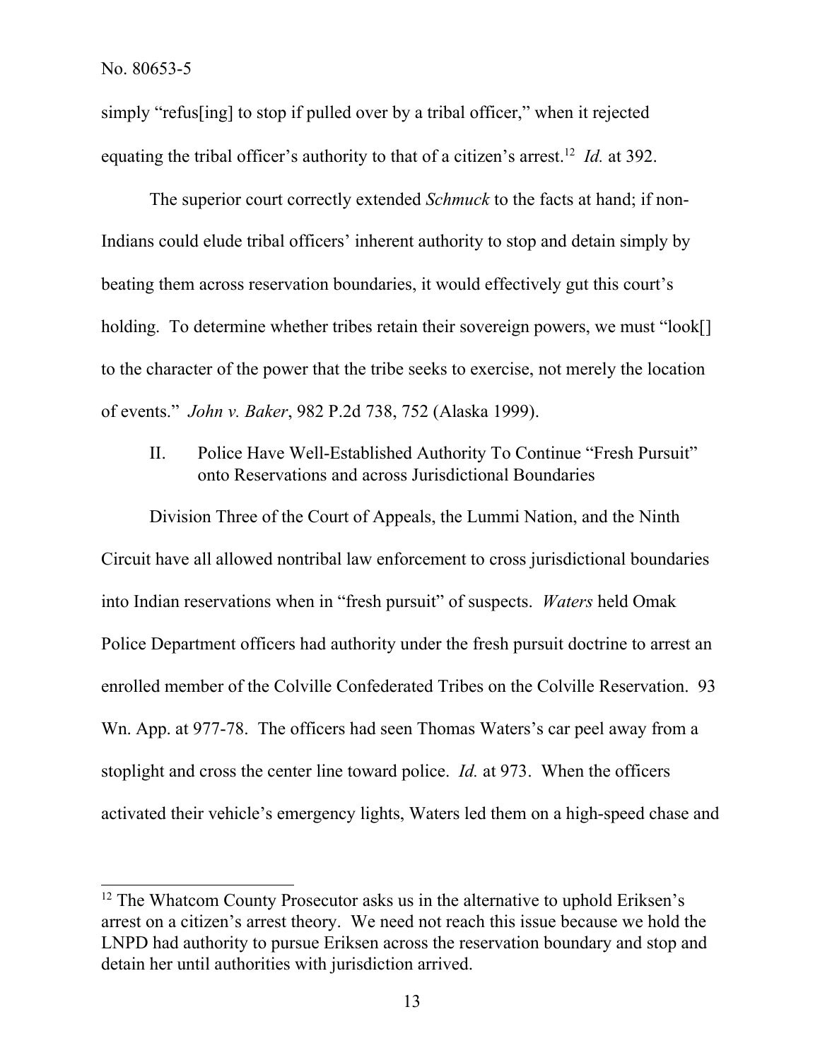simply "refus[ing] to stop if pulled over by a tribal officer," when it rejected equating the tribal officer's authority to that of a citizen's arrest.[12] *Id.* at 392.

The superior court correctly extended *Schmuck* to the facts at hand; if non-Indians could elude tribal officers' inherent authority to stop and detain simply by beating them across reservation boundaries, it would effectively gut this court's holding. To determine whether tribes retain their sovereign powers, we must "look[] to the character of the power that the tribe seeks to exercise, not merely the location of events." *John v. Baker*, 982 P.2d 738, 752 (Alaska 1999).

II. Police Have Well-Established Authority To Continue "Fresh Pursuit" onto Reservations and across Jurisdictional Boundaries

Division Three of the Court of Appeals, the Lummi Nation, and the Ninth Circuit have all allowed nontribal law enforcement to cross jurisdictional boundaries into Indian reservations when in "fresh pursuit" of suspects. *Waters* held Omak Police Department officers had authority under the fresh pursuit doctrine to arrest an enrolled member of the Colville Confederated Tribes on the Colville Reservation. 93 Wn. App. at 977-78. The officers had seen Thomas Waters's car peel away from a stoplight and cross the center line toward police. *Id.* at 973. When the officers activated their vehicle's emergency lights, Waters led them on a high-speed chase and

---

[12] The Whatcom County Prosecutor asks us in the alternative to uphold Eriksen's arrest on a citizen's arrest theory. We need not reach this issue because we hold the LNPD had authority to pursue Eriksen across the reservation boundary and stop and detain her until authorities with jurisdiction arrived.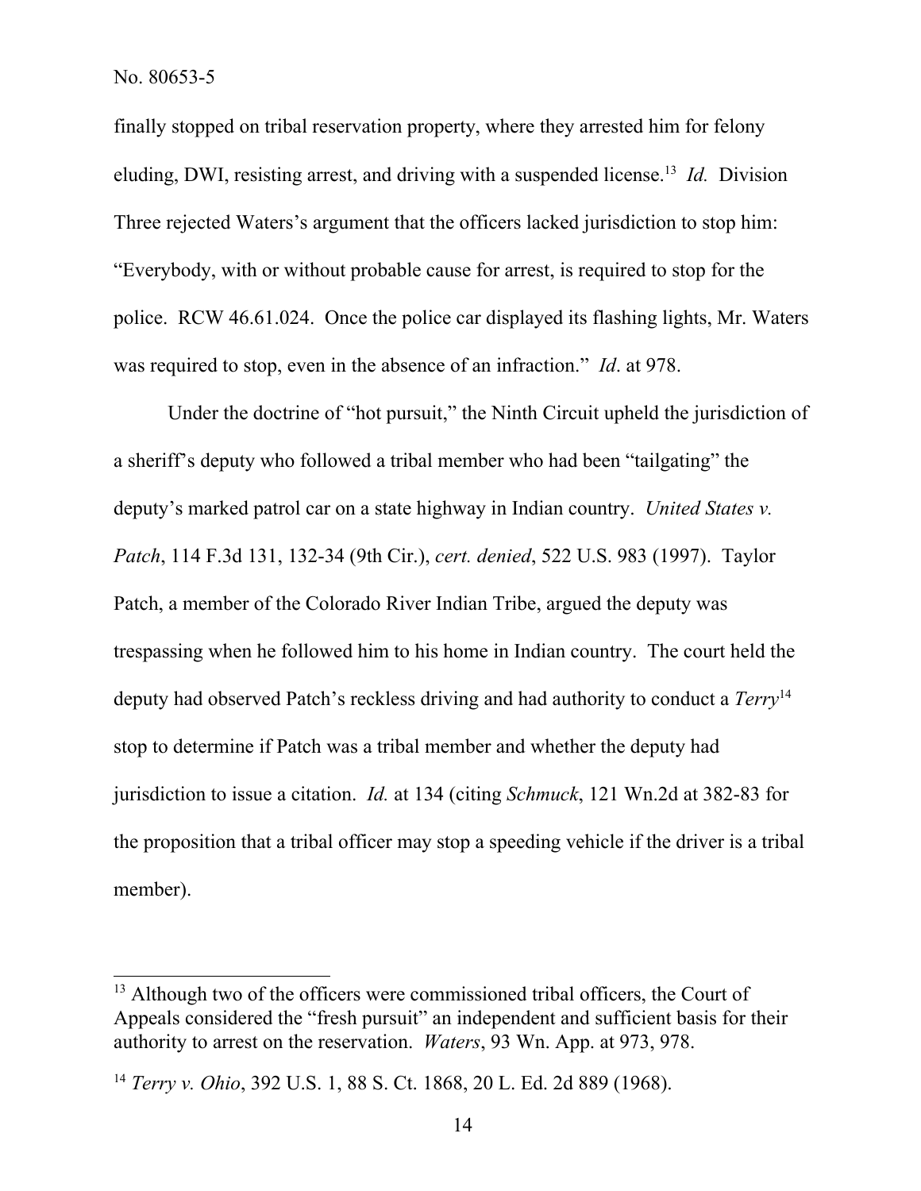finally stopped on tribal reservation property, where they arrested him for felony eluding, DWI, resisting arrest, and driving with a suspended license.[13] *Id.* Division Three rejected Waters's argument that the officers lacked jurisdiction to stop him: "Everybody, with or without probable cause for arrest, is required to stop for the police. RCW 46.61.024. Once the police car displayed its flashing lights, Mr. Waters was required to stop, even in the absence of an infraction." *Id*. at 978.

Under the doctrine of "hot pursuit," the Ninth Circuit upheld the jurisdiction of a sheriff's deputy who followed a tribal member who had been "tailgating" the deputy's marked patrol car on a state highway in Indian country. *United States v. Patch*, 114 F.3d 131, 132-34 (9th Cir.), *cert. denied*, 522 U.S. 983 (1997). Taylor Patch, a member of the Colorado River Indian Tribe, argued the deputy was trespassing when he followed him to his home in Indian country. The court held the deputy had observed Patch's reckless driving and had authority to conduct a *Terry*[14] stop to determine if Patch was a tribal member and whether the deputy had jurisdiction to issue a citation. *Id.* at 134 (citing *Schmuck*, 121 Wn.2d at 382-83 for the proposition that a tribal officer may stop a speeding vehicle if the driver is a tribal member).

---

[13] Although two of the officers were commissioned tribal officers, the Court of Appeals considered the "fresh pursuit" an independent and sufficient basis for their authority to arrest on the reservation. *Waters*, 93 Wn. App. at 973, 978.

[14] *Terry v. Ohio*, 392 U.S. 1, 88 S. Ct. 1868, 20 L. Ed. 2d 889 (1968).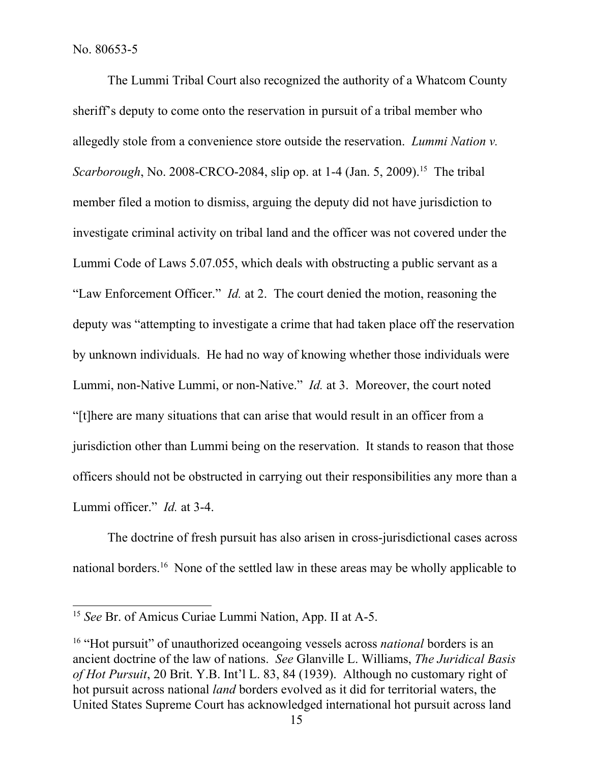The Lummi Tribal Court also recognized the authority of a Whatcom County sheriff's deputy to come onto the reservation in pursuit of a tribal member who allegedly stole from a convenience store outside the reservation. *Lummi Nation v. Scarborough*, No. 2008-CRCO-2084, slip op. at 1-4 (Jan. 5, 2009).[15] The tribal member filed a motion to dismiss, arguing the deputy did not have jurisdiction to investigate criminal activity on tribal land and the officer was not covered under the Lummi Code of Laws 5.07.055, which deals with obstructing a public servant as a "Law Enforcement Officer." *Id.* at 2. The court denied the motion, reasoning the deputy was "attempting to investigate a crime that had taken place off the reservation by unknown individuals. He had no way of knowing whether those individuals were Lummi, non-Native Lummi, or non-Native." *Id.* at 3. Moreover, the court noted "[t]here are many situations that can arise that would result in an officer from a jurisdiction other than Lummi being on the reservation. It stands to reason that those officers should not be obstructed in carrying out their responsibilities any more than a Lummi officer." *Id.* at 3-4.

The doctrine of fresh pursuit has also arisen in cross-jurisdictional cases across national borders.[16] None of the settled law in these areas may be wholly applicable to

---

[15] *See* Br. of Amicus Curiae Lummi Nation, App. II at A-5.

[16] "Hot pursuit" of unauthorized oceangoing vessels across *national* borders is an ancient doctrine of the law of nations. *See* Glanville L. Williams, *The Juridical Basis of Hot Pursuit*, 20 Brit. Y.B. Int'l L. 83, 84 (1939). Although no customary right of hot pursuit across national *land* borders evolved as it did for territorial waters, the United States Supreme Court has acknowledged international hot pursuit across land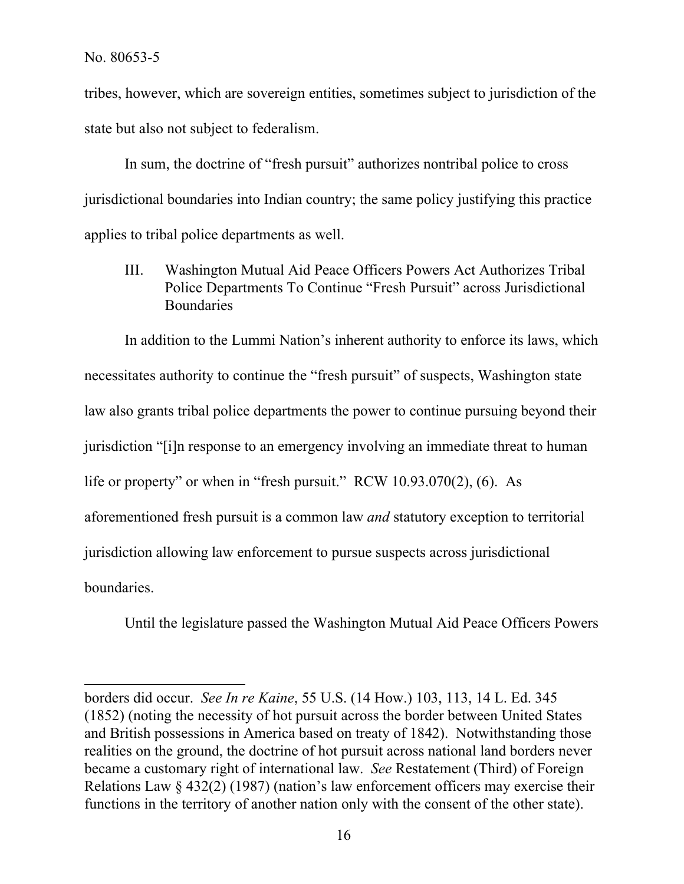tribes, however, which are sovereign entities, sometimes subject to jurisdiction of the state but also not subject to federalism.

In sum, the doctrine of "fresh pursuit" authorizes nontribal police to cross jurisdictional boundaries into Indian country; the same policy justifying this practice applies to tribal police departments as well.

### III. Washington Mutual Aid Peace Officers Powers Act Authorizes Tribal Police Departments To Continue "Fresh Pursuit" across Jurisdictional Boundaries

In addition to the Lummi Nation's inherent authority to enforce its laws, which necessitates authority to continue the "fresh pursuit" of suspects, Washington state law also grants tribal police departments the power to continue pursuing beyond their jurisdiction "[i]n response to an emergency involving an immediate threat to human life or property" or when in "fresh pursuit." RCW 10.93.070(2), (6). As aforementioned fresh pursuit is a common law *and* statutory exception to territorial jurisdiction allowing law enforcement to pursue suspects across jurisdictional boundaries.

Until the legislature passed the Washington Mutual Aid Peace Officers Powers

---

borders did occur. *See In re Kaine*, 55 U.S. (14 How.) 103, 113, 14 L. Ed. 345 (1852) (noting the necessity of hot pursuit across the border between United States and British possessions in America based on treaty of 1842). Notwithstanding those realities on the ground, the doctrine of hot pursuit across national land borders never became a customary right of international law. *See* Restatement (Third) of Foreign Relations Law § 432(2) (1987) (nation's law enforcement officers may exercise their functions in the territory of another nation only with the consent of the other state).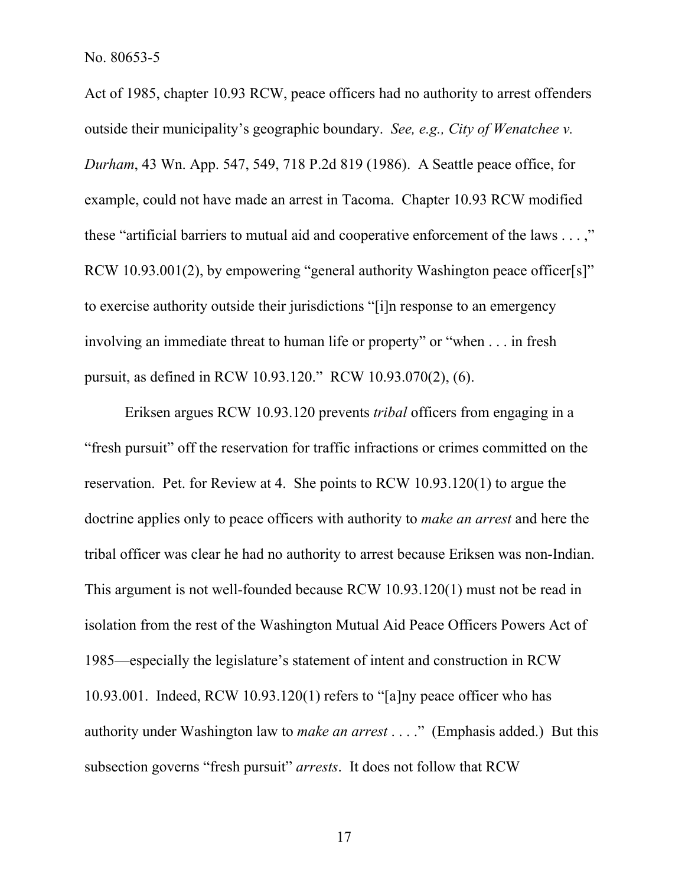Act of 1985, chapter 10.93 RCW, peace officers had no authority to arrest offenders outside their municipality's geographic boundary. *See, e.g., City of Wenatchee v. Durham*, 43 Wn. App. 547, 549, 718 P.2d 819 (1986). A Seattle peace office, for example, could not have made an arrest in Tacoma. Chapter 10.93 RCW modified these "artificial barriers to mutual aid and cooperative enforcement of the laws . . . ," RCW 10.93.001(2), by empowering "general authority Washington peace officer[s]" to exercise authority outside their jurisdictions "[i]n response to an emergency involving an immediate threat to human life or property" or "when . . . in fresh pursuit, as defined in RCW 10.93.120." RCW 10.93.070(2), (6).

Eriksen argues RCW 10.93.120 prevents *tribal* officers from engaging in a "fresh pursuit" off the reservation for traffic infractions or crimes committed on the reservation. Pet. for Review at 4. She points to RCW 10.93.120(1) to argue the doctrine applies only to peace officers with authority to *make an arrest* and here the tribal officer was clear he had no authority to arrest because Eriksen was non-Indian. This argument is not well-founded because RCW 10.93.120(1) must not be read in isolation from the rest of the Washington Mutual Aid Peace Officers Powers Act of 1985—especially the legislature's statement of intent and construction in RCW 10.93.001. Indeed, RCW 10.93.120(1) refers to "[a]ny peace officer who has authority under Washington law to *make an arrest* . . . ." (Emphasis added.) But this subsection governs "fresh pursuit" *arrests*. It does not follow that RCW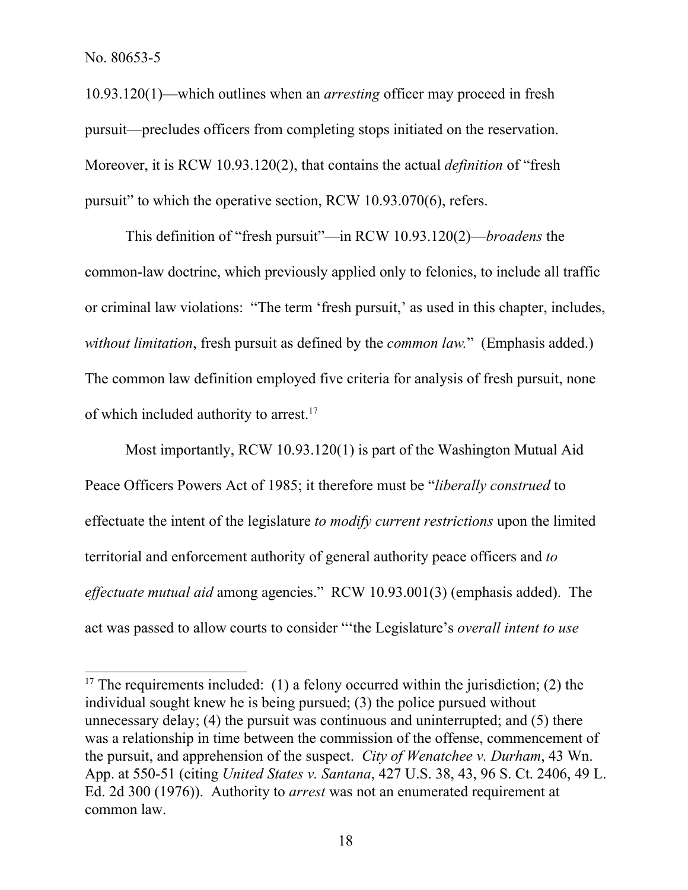10.93.120(1)—which outlines when an *arresting* officer may proceed in fresh pursuit—precludes officers from completing stops initiated on the reservation. Moreover, it is RCW 10.93.120(2), that contains the actual *definition* of "fresh pursuit" to which the operative section, RCW 10.93.070(6), refers.

This definition of "fresh pursuit"—in RCW 10.93.120(2)—*broadens* the common-law doctrine, which previously applied only to felonies, to include all traffic or criminal law violations: "The term 'fresh pursuit,' as used in this chapter, includes, *without limitation*, fresh pursuit as defined by the *common law.*" (Emphasis added.) The common law definition employed five criteria for analysis of fresh pursuit, none of which included authority to arrest.[17]

Most importantly, RCW 10.93.120(1) is part of the Washington Mutual Aid Peace Officers Powers Act of 1985; it therefore must be "*liberally construed* to effectuate the intent of the legislature *to modify current restrictions* upon the limited territorial and enforcement authority of general authority peace officers and *to effectuate mutual aid* among agencies." RCW 10.93.001(3) (emphasis added). The act was passed to allow courts to consider "'the Legislature's *overall intent to use*

---

[17] The requirements included: (1) a felony occurred within the jurisdiction; (2) the individual sought knew he is being pursued; (3) the police pursued without unnecessary delay; (4) the pursuit was continuous and uninterrupted; and (5) there was a relationship in time between the commission of the offense, commencement of the pursuit, and apprehension of the suspect. *City of Wenatchee v. Durham*, 43 Wn. App. at 550-51 (citing *United States v. Santana*, 427 U.S. 38, 43, 96 S. Ct. 2406, 49 L. Ed. 2d 300 (1976)). Authority to *arrest* was not an enumerated requirement at common law.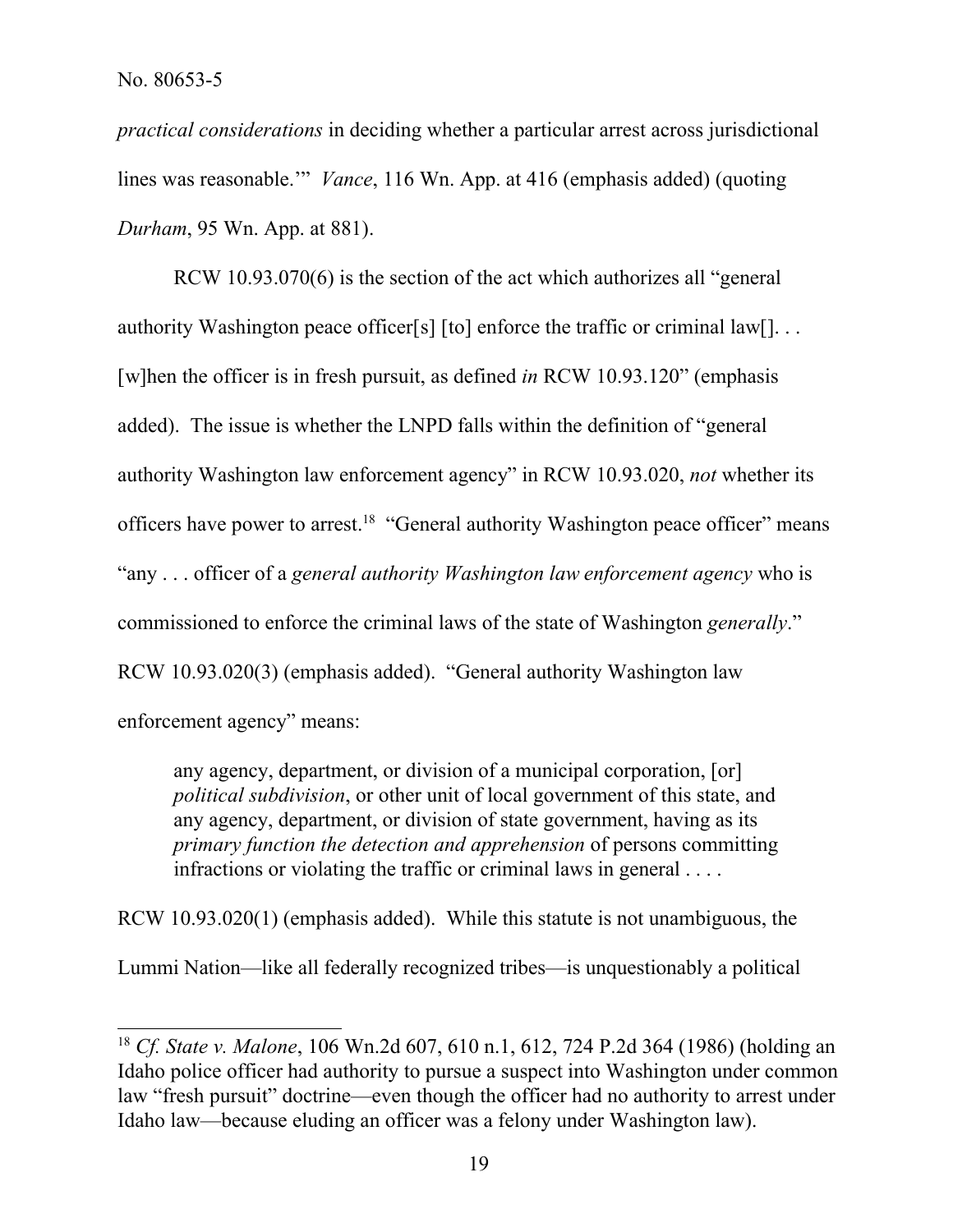*practical considerations* in deciding whether a particular arrest across jurisdictional lines was reasonable.'" *Vance*, 116 Wn. App. at 416 (emphasis added) (quoting *Durham*, 95 Wn. App. at 881).

RCW 10.93.070(6) is the section of the act which authorizes all "general authority Washington peace officer[s] [to] enforce the traffic or criminal law[]. . . [w]hen the officer is in fresh pursuit, as defined *in* RCW 10.93.120" (emphasis added). The issue is whether the LNPD falls within the definition of "general authority Washington law enforcement agency" in RCW 10.93.020, *not* whether its officers have power to arrest.[18] "General authority Washington peace officer" means "any . . . officer of a *general authority Washington law enforcement agency* who is commissioned to enforce the criminal laws of the state of Washington *generally*." RCW 10.93.020(3) (emphasis added). "General authority Washington law enforcement agency" means:

> any agency, department, or division of a municipal corporation, [or] *political subdivision*, or other unit of local government of this state, and any agency, department, or division of state government, having as its *primary function the detection and apprehension* of persons committing infractions or violating the traffic or criminal laws in general . . . .

RCW 10.93.020(1) (emphasis added). While this statute is not unambiguous, the Lummi Nation—like all federally recognized tribes—is unquestionably a political

---

[18] *Cf. State v. Malone*, 106 Wn.2d 607, 610 n.1, 612, 724 P.2d 364 (1986) (holding an Idaho police officer had authority to pursue a suspect into Washington under common law "fresh pursuit" doctrine—even though the officer had no authority to arrest under Idaho law—because eluding an officer was a felony under Washington law).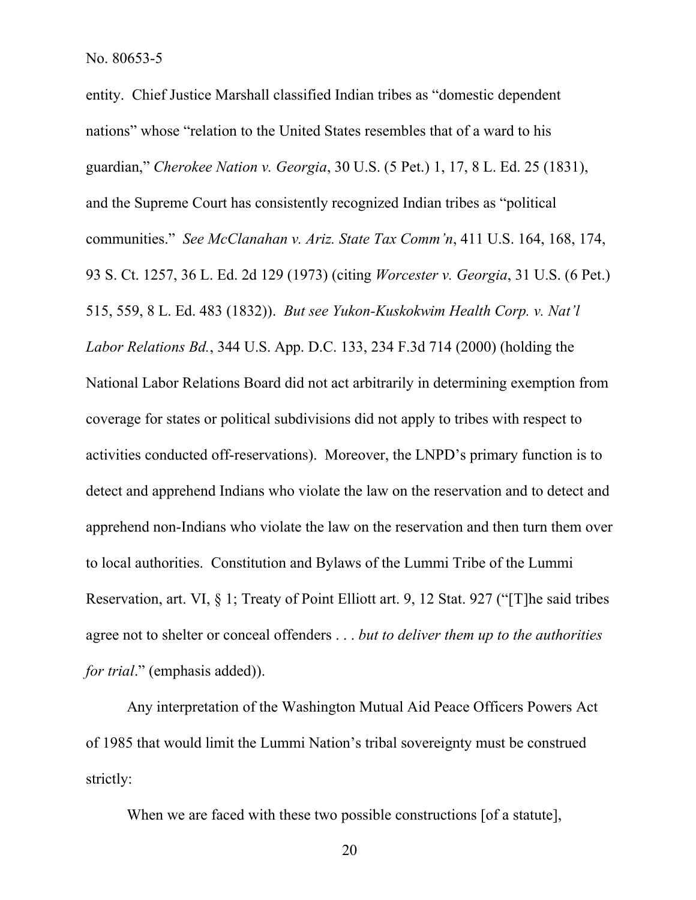entity. Chief Justice Marshall classified Indian tribes as "domestic dependent nations" whose "relation to the United States resembles that of a ward to his guardian," *Cherokee Nation v. Georgia*, 30 U.S. (5 Pet.) 1, 17, 8 L. Ed. 25 (1831), and the Supreme Court has consistently recognized Indian tribes as "political communities." *See McClanahan v. Ariz. State Tax Comm'n*, 411 U.S. 164, 168, 174, 93 S. Ct. 1257, 36 L. Ed. 2d 129 (1973) (citing *Worcester v. Georgia*, 31 U.S. (6 Pet.) 515, 559, 8 L. Ed. 483 (1832)). *But see Yukon-Kuskokwim Health Corp. v. Nat'l Labor Relations Bd.*, 344 U.S. App. D.C. 133, 234 F.3d 714 (2000) (holding the National Labor Relations Board did not act arbitrarily in determining exemption from coverage for states or political subdivisions did not apply to tribes with respect to activities conducted off-reservations). Moreover, the LNPD's primary function is to detect and apprehend Indians who violate the law on the reservation and to detect and apprehend non-Indians who violate the law on the reservation and then turn them over to local authorities. Constitution and Bylaws of the Lummi Tribe of the Lummi Reservation, art. VI, § 1; Treaty of Point Elliott art. 9, 12 Stat. 927 ("[T]he said tribes agree not to shelter or conceal offenders . . . *but to deliver them up to the authorities for trial*." (emphasis added)).

Any interpretation of the Washington Mutual Aid Peace Officers Powers Act of 1985 that would limit the Lummi Nation's tribal sovereignty must be construed strictly:

> When we are faced with these two possible constructions [of a statute],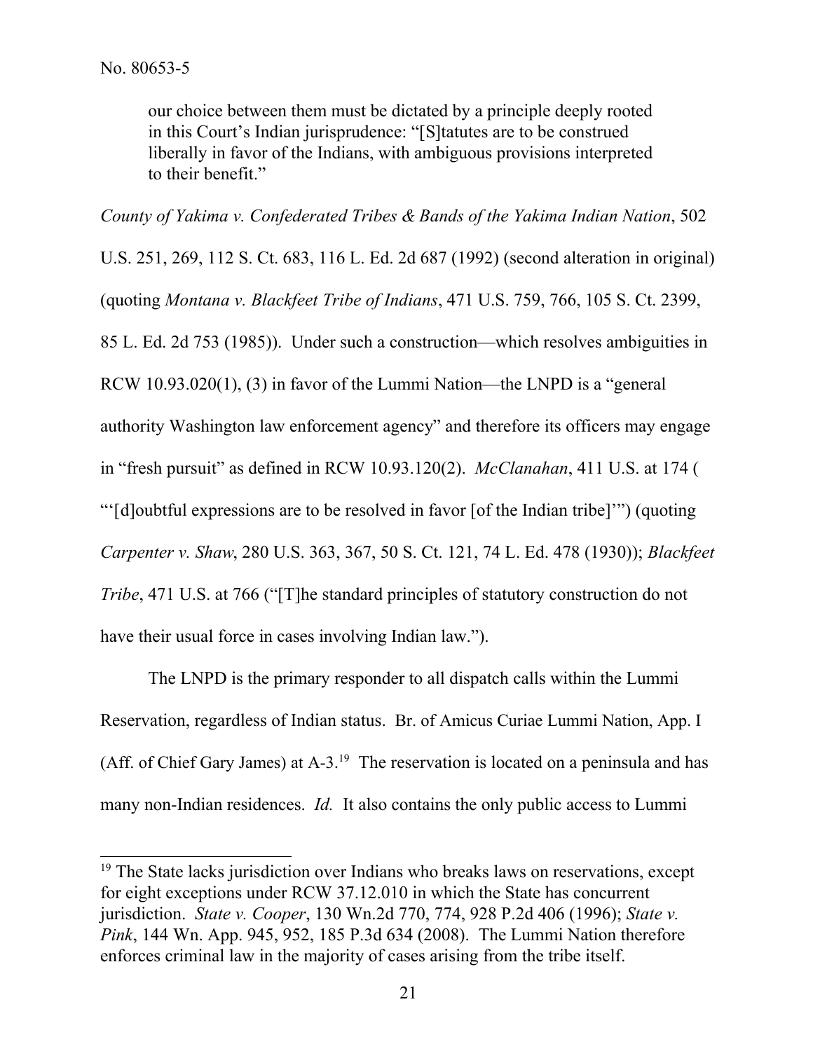our choice between them must be dictated by a principle deeply rooted in this Court's Indian jurisprudence: "[S]tatutes are to be construed liberally in favor of the Indians, with ambiguous provisions interpreted to their benefit."

*County of Yakima v. Confederated Tribes & Bands of the Yakima Indian Nation*, 502 U.S. 251, 269, 112 S. Ct. 683, 116 L. Ed. 2d 687 (1992) (second alteration in original) (quoting *Montana v. Blackfeet Tribe of Indians*, 471 U.S. 759, 766, 105 S. Ct. 2399, 85 L. Ed. 2d 753 (1985)). Under such a construction—which resolves ambiguities in RCW 10.93.020(1), (3) in favor of the Lummi Nation—the LNPD is a "general authority Washington law enforcement agency" and therefore its officers may engage in "fresh pursuit" as defined in RCW 10.93.120(2). *McClanahan*, 411 U.S. at 174 ( "'[d]oubtful expressions are to be resolved in favor [of the Indian tribe]'") (quoting *Carpenter v. Shaw*, 280 U.S. 363, 367, 50 S. Ct. 121, 74 L. Ed. 478 (1930)); *Blackfeet Tribe*, 471 U.S. at 766 ("[T]he standard principles of statutory construction do not have their usual force in cases involving Indian law.").

The LNPD is the primary responder to all dispatch calls within the Lummi Reservation, regardless of Indian status. Br. of Amicus Curiae Lummi Nation, App. I (Aff. of Chief Gary James) at A-3.[19] The reservation is located on a peninsula and has many non-Indian residences. *Id.* It also contains the only public access to Lummi

---

[19] The State lacks jurisdiction over Indians who breaks laws on reservations, except for eight exceptions under RCW 37.12.010 in which the State has concurrent jurisdiction. *State v. Cooper*, 130 Wn.2d 770, 774, 928 P.2d 406 (1996); *State v. Pink*, 144 Wn. App. 945, 952, 185 P.3d 634 (2008). The Lummi Nation therefore enforces criminal law in the majority of cases arising from the tribe itself.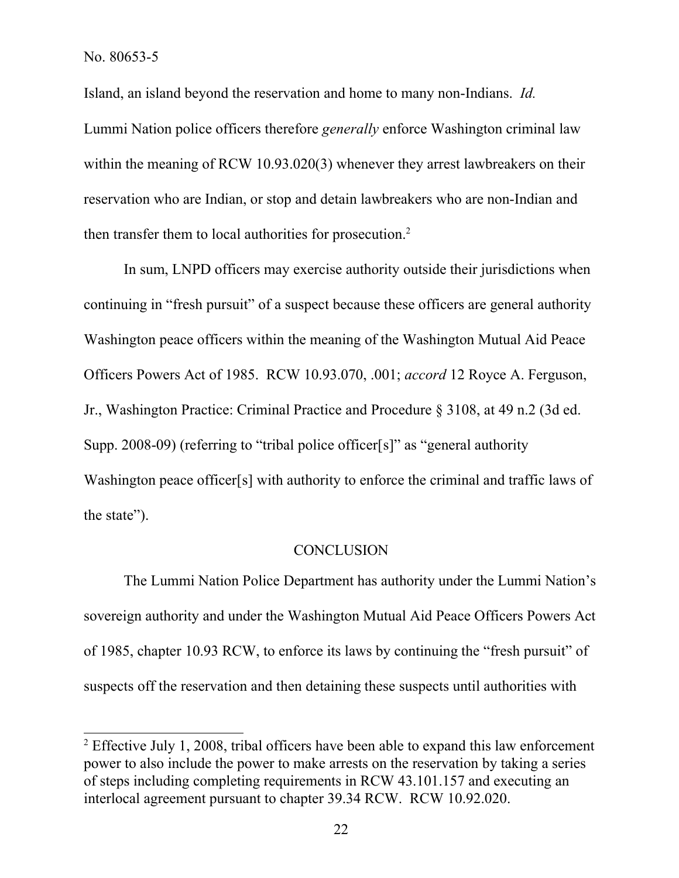Island, an island beyond the reservation and home to many non-Indians. *Id.* Lummi Nation police officers therefore *generally* enforce Washington criminal law within the meaning of RCW 10.93.020(3) whenever they arrest lawbreakers on their reservation who are Indian, or stop and detain lawbreakers who are non-Indian and then transfer them to local authorities for prosecution.[2]

In sum, LNPD officers may exercise authority outside their jurisdictions when continuing in "fresh pursuit" of a suspect because these officers are general authority Washington peace officers within the meaning of the Washington Mutual Aid Peace Officers Powers Act of 1985. RCW 10.93.070, .001; *accord* 12 Royce A. Ferguson, Jr., Washington Practice: Criminal Practice and Procedure § 3108, at 49 n.2 (3d ed. Supp. 2008-09) (referring to "tribal police officer[s]" as "general authority Washington peace officer[s] with authority to enforce the criminal and traffic laws of the state").

## CONCLUSION

The Lummi Nation Police Department has authority under the Lummi Nation's sovereign authority and under the Washington Mutual Aid Peace Officers Powers Act of 1985, chapter 10.93 RCW, to enforce its laws by continuing the "fresh pursuit" of suspects off the reservation and then detaining these suspects until authorities with

[2] Effective July 1, 2008, tribal officers have been able to expand this law enforcement power to also include the power to make arrests on the reservation by taking a series of steps including completing requirements in RCW 43.101.157 and executing an interlocal agreement pursuant to chapter 39.34 RCW. RCW 10.92.020.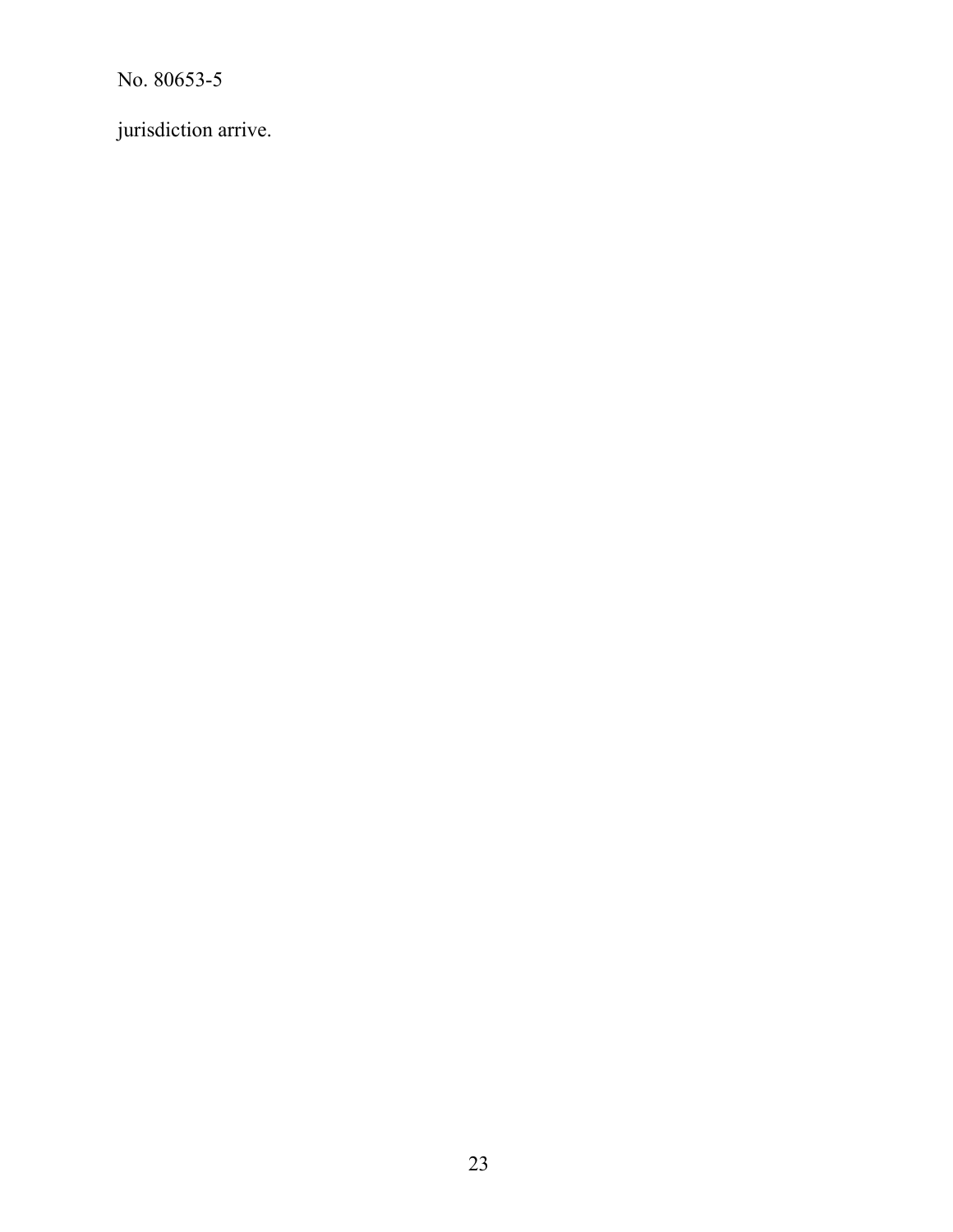jurisdiction arrive.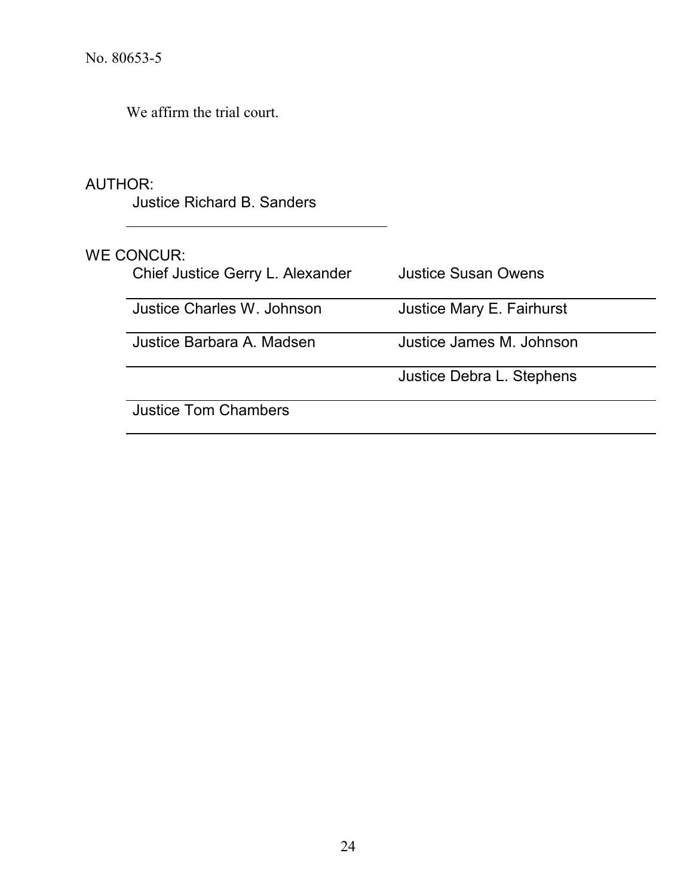We affirm the trial court.

AUTHOR:

Justice Richard B. Sanders

WE CONCUR:

| | |
|---|---|
| Chief Justice Gerry L. Alexander | Justice Susan Owens |
| Justice Charles W. Johnson | Justice Mary E. Fairhurst |
| Justice Barbara A. Madsen | Justice James M. Johnson |
| | Justice Debra L. Stephens |
| Justice Tom Chambers | |